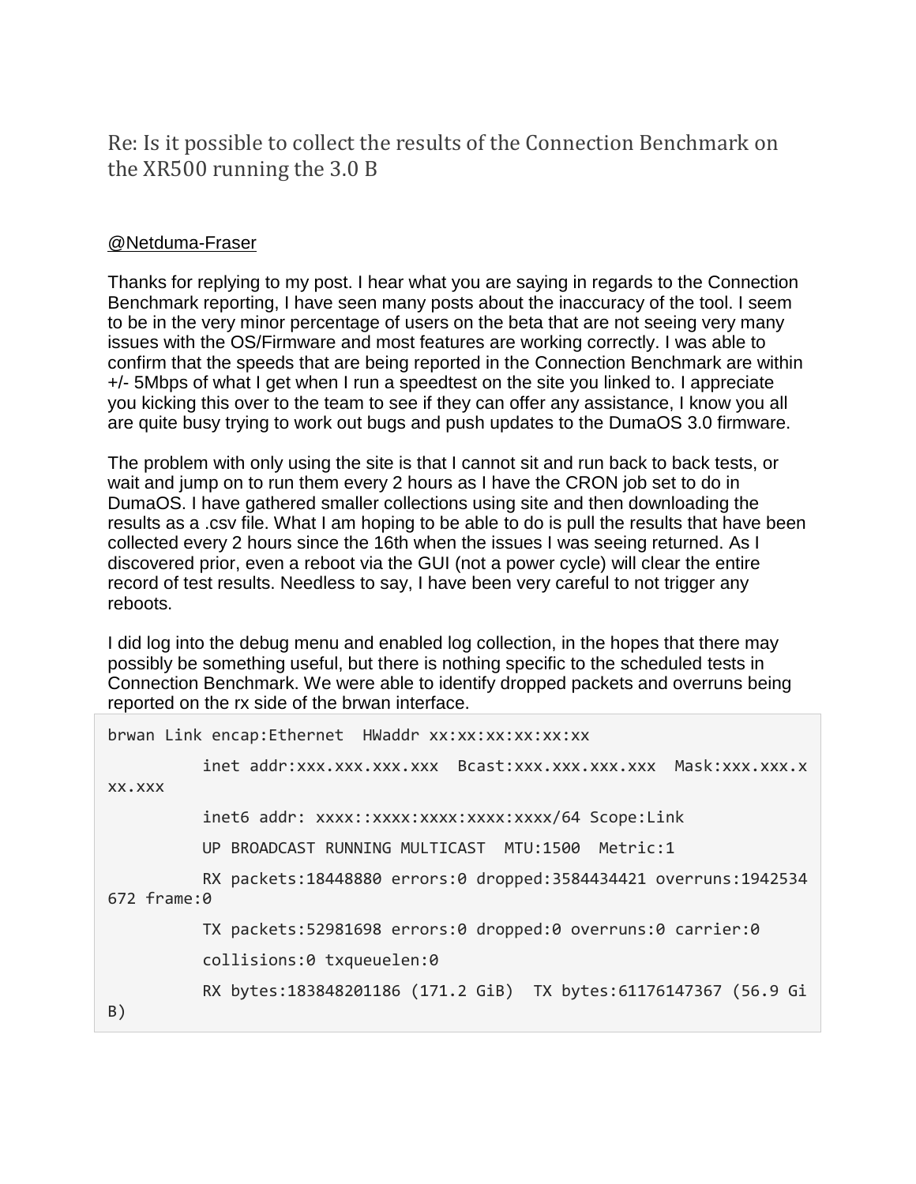# Re: Is it possible to collect the results of the Connection Benchmark on the XR500 running the 3.0 B

@Netduma-Fraser

Thanks for replying to my post. I hear what you are saying in regards to the Connection Benchmark reporting, I have seen many posts about the inaccuracy of the tool. I seem to be in the very minor percentage of users on the beta that are not seeing very many issues with the OS/Firmware and most features are working correctly. I was able to confirm that the speeds that are being reported in the Connection Benchmark are within +/- 5Mbps of what I get when I run a speedtest on the site you linked to. I appreciate you kicking this over to the team to see if they can offer any assistance, I know you all are quite busy trying to work out bugs and push updates to the DumaOS 3.0 firmware.

The problem with only using the site is that I cannot sit and run back to back tests, or wait and jump on to run them every 2 hours as I have the CRON job set to do in DumaOS. I have gathered smaller collections using site and then downloading the results as a .csv file. What I am hoping to be able to do is pull the results that have been collected every 2 hours since the 16th when the issues I was seeing returned. As I discovered prior, even a reboot via the GUI (not a power cycle) will clear the entire record of test results. Needless to say, I have been very careful to not trigger any reboots.

I did log into the debug menu and enabled log collection, in the hopes that there may possibly be something useful, but there is nothing specific to the scheduled tests in Connection Benchmark. We were able to identify dropped packets and overruns being reported on the rx side of the brwan interface.

```
brwan Link encap:Ethernet  HWaddr xx:xx:xx:xx:xx:xx
          inet addr:xxx.xxx.xxx.xxx  Bcast:xxx.xxx.xxx.xxx  Mask:xxx.xxx.xxx.xxx
          inet6 addr: xxxx::xxxx:xxxx:xxxx:xxxx/64 Scope:Link
          UP BROADCAST RUNNING MULTICAST  MTU:1500  Metric:1
          RX packets:18448880 errors:0 dropped:3584434421 overruns:1942534672 frame:0
          TX packets:52981698 errors:0 dropped:0 overruns:0 carrier:0
          collisions:0 txqueuelen:0
          RX bytes:183848201186 (171.2 GiB)  TX bytes:61176147367 (56.9 GiB)
```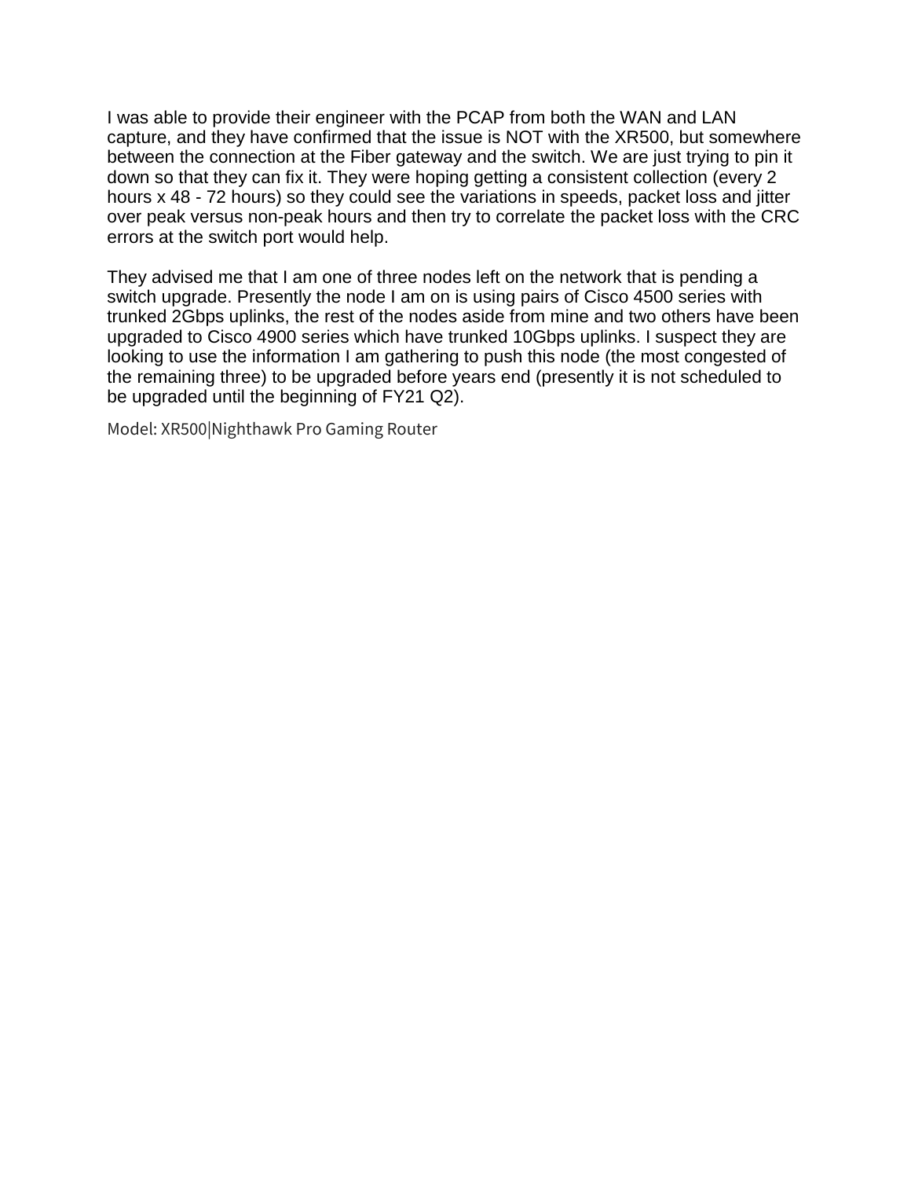I was able to provide their engineer with the PCAP from both the WAN and LAN capture, and they have confirmed that the issue is NOT with the XR500, but somewhere between the connection at the Fiber gateway and the switch. We are just trying to pin it down so that they can fix it. They were hoping getting a consistent collection (every 2 hours x 48 - 72 hours) so they could see the variations in speeds, packet loss and jitter over peak versus non-peak hours and then try to correlate the packet loss with the CRC errors at the switch port would help.

They advised me that I am one of three nodes left on the network that is pending a switch upgrade. Presently the node I am on is using pairs of Cisco 4500 series with trunked 2Gbps uplinks, the rest of the nodes aside from mine and two others have been upgraded to Cisco 4900 series which have trunked 10Gbps uplinks. I suspect they are looking to use the information I am gathering to push this node (the most congested of the remaining three) to be upgraded before years end (presently it is not scheduled to be upgraded until the beginning of FY21 Q2).

Model: XR500|Nighthawk Pro Gaming Router